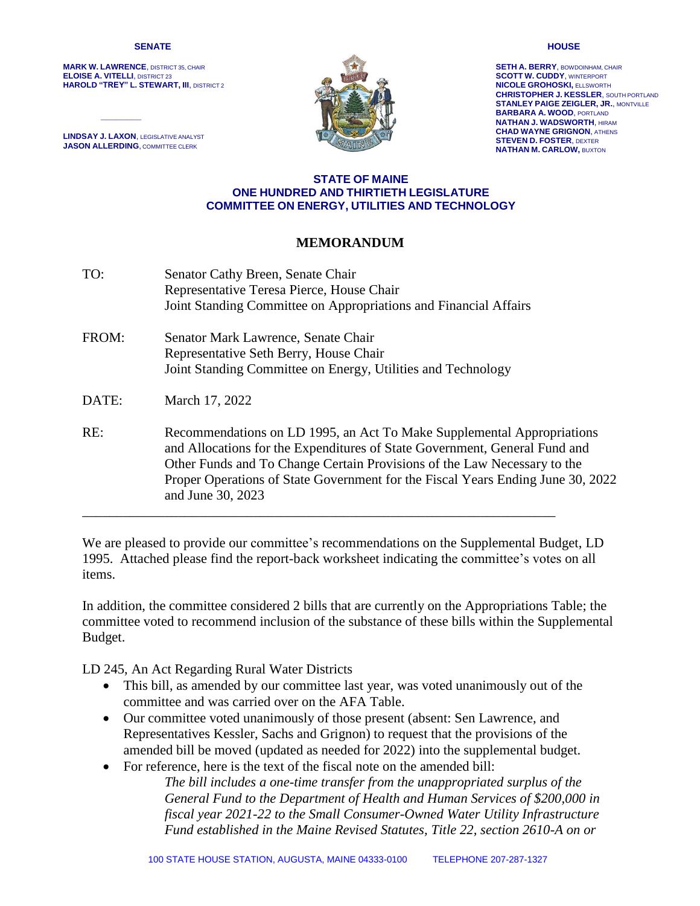**SENATE**

**MARK W. LAWRENCE**, DISTRICT 35, CHAIR
**ELOISE A. VITELLI**, DISTRICT 23
**HAROLD "TREY" L. STEWART, III**, DISTRICT 2

**LINDSAY J. LAXON**, LEGISLATIVE ANALYST
**JASON ALLERDING**, COMMITTEE CLERK

**HOUSE**

**SETH A. BERRY**, BOWDOINHAM, CHAIR
**SCOTT W. CUDDY**, WINTERPORT
**NICOLE GROHOSKI,** ELLSWORTH
**CHRISTOPHER J. KESSLER**, SOUTH PORTLAND
**STANLEY PAIGE ZEIGLER, JR.**, MONTVILLE
**BARBARA A. WOOD**, PORTLAND
**NATHAN J. WADSWORTH**, HIRAM
**CHAD WAYNE GRIGNON**, ATHENS
**STEVEN D. FOSTER**, DEXTER
**NATHAN M. CARLOW,** BUXTON

**STATE OF MAINE**
**ONE HUNDRED AND THIRTIETH LEGISLATURE**
**COMMITTEE ON ENERGY, UTILITIES AND TECHNOLOGY**

# MEMORANDUM

TO: Senator Cathy Breen, Senate Chair
Representative Teresa Pierce, House Chair
Joint Standing Committee on Appropriations and Financial Affairs

FROM: Senator Mark Lawrence, Senate Chair
Representative Seth Berry, House Chair
Joint Standing Committee on Energy, Utilities and Technology

DATE: March 17, 2022

RE: Recommendations on LD 1995, an Act To Make Supplemental Appropriations and Allocations for the Expenditures of State Government, General Fund and Other Funds and To Change Certain Provisions of the Law Necessary to the Proper Operations of State Government for the Fiscal Years Ending June 30, 2022 and June 30, 2023

---

We are pleased to provide our committee's recommendations on the Supplemental Budget, LD 1995. Attached please find the report-back worksheet indicating the committee's votes on all items.

In addition, the committee considered 2 bills that are currently on the Appropriations Table; the committee voted to recommend inclusion of the substance of these bills within the Supplemental Budget.

LD 245, An Act Regarding Rural Water Districts

- This bill, as amended by our committee last year, was voted unanimously out of the committee and was carried over on the AFA Table.
- Our committee voted unanimously of those present (absent: Sen Lawrence, and Representatives Kessler, Sachs and Grignon) to request that the provisions of the amended bill be moved (updated as needed for 2022) into the supplemental budget.
- For reference, here is the text of the fiscal note on the amended bill:

  *The bill includes a one-time transfer from the unappropriated surplus of the General Fund to the Department of Health and Human Services of $200,000 in fiscal year 2021-22 to the Small Consumer-Owned Water Utility Infrastructure Fund established in the Maine Revised Statutes, Title 22, section 2610-A on or*

100 STATE HOUSE STATION, AUGUSTA, MAINE 04333-0100 TELEPHONE 207-287-1327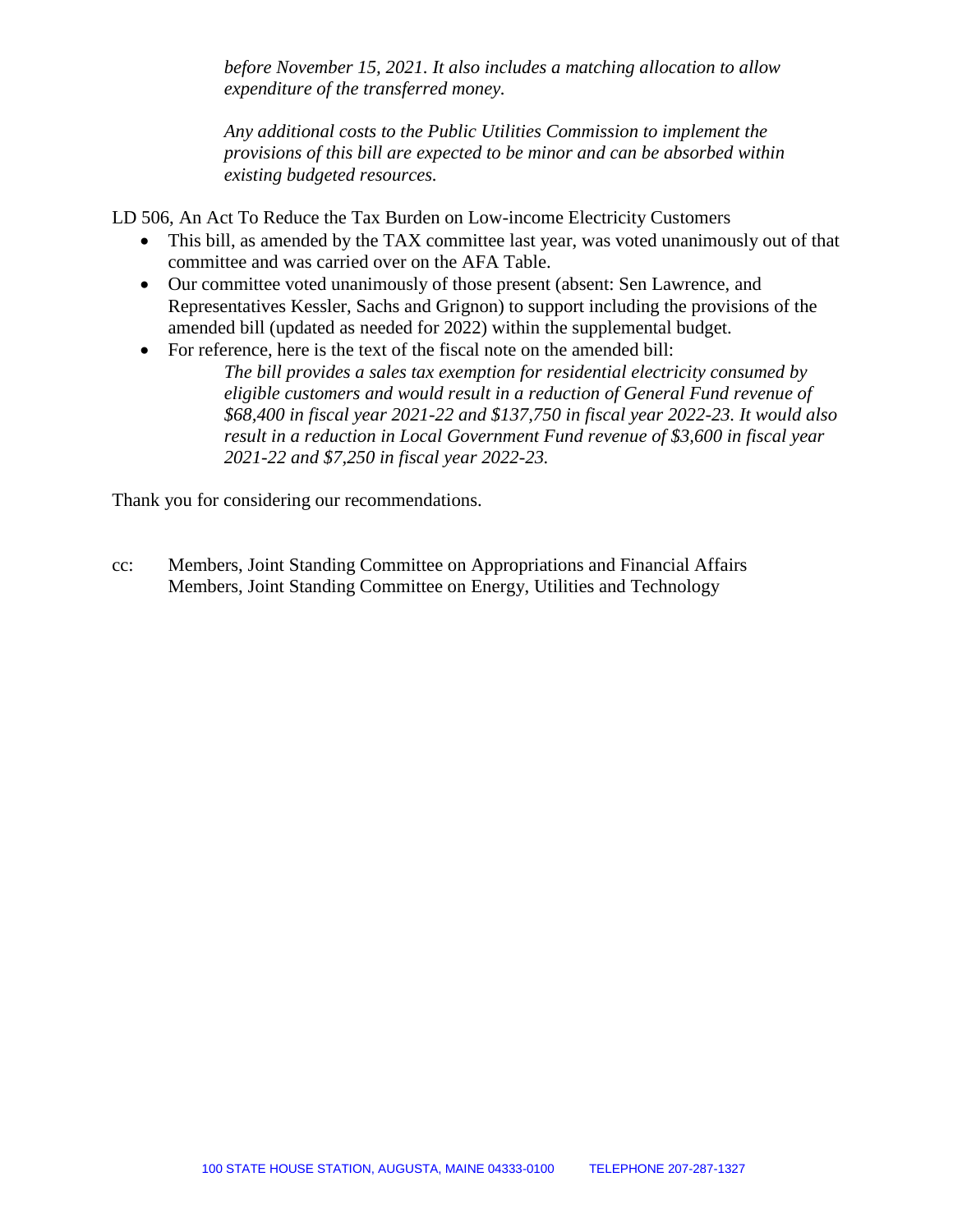*before November 15, 2021. It also includes a matching allocation to allow expenditure of the transferred money.*

*Any additional costs to the Public Utilities Commission to implement the provisions of this bill are expected to be minor and can be absorbed within existing budgeted resources.*

LD 506, An Act To Reduce the Tax Burden on Low-income Electricity Customers

- This bill, as amended by the TAX committee last year, was voted unanimously out of that committee and was carried over on the AFA Table.
- Our committee voted unanimously of those present (absent: Sen Lawrence, and Representatives Kessler, Sachs and Grignon) to support including the provisions of the amended bill (updated as needed for 2022) within the supplemental budget.
- For reference, here is the text of the fiscal note on the amended bill:

  *The bill provides a sales tax exemption for residential electricity consumed by eligible customers and would result in a reduction of General Fund revenue of $68,400 in fiscal year 2021-22 and $137,750 in fiscal year 2022-23. It would also result in a reduction in Local Government Fund revenue of $3,600 in fiscal year 2021-22 and $7,250 in fiscal year 2022-23.*

Thank you for considering our recommendations.

cc: Members, Joint Standing Committee on Appropriations and Financial Affairs
Members, Joint Standing Committee on Energy, Utilities and Technology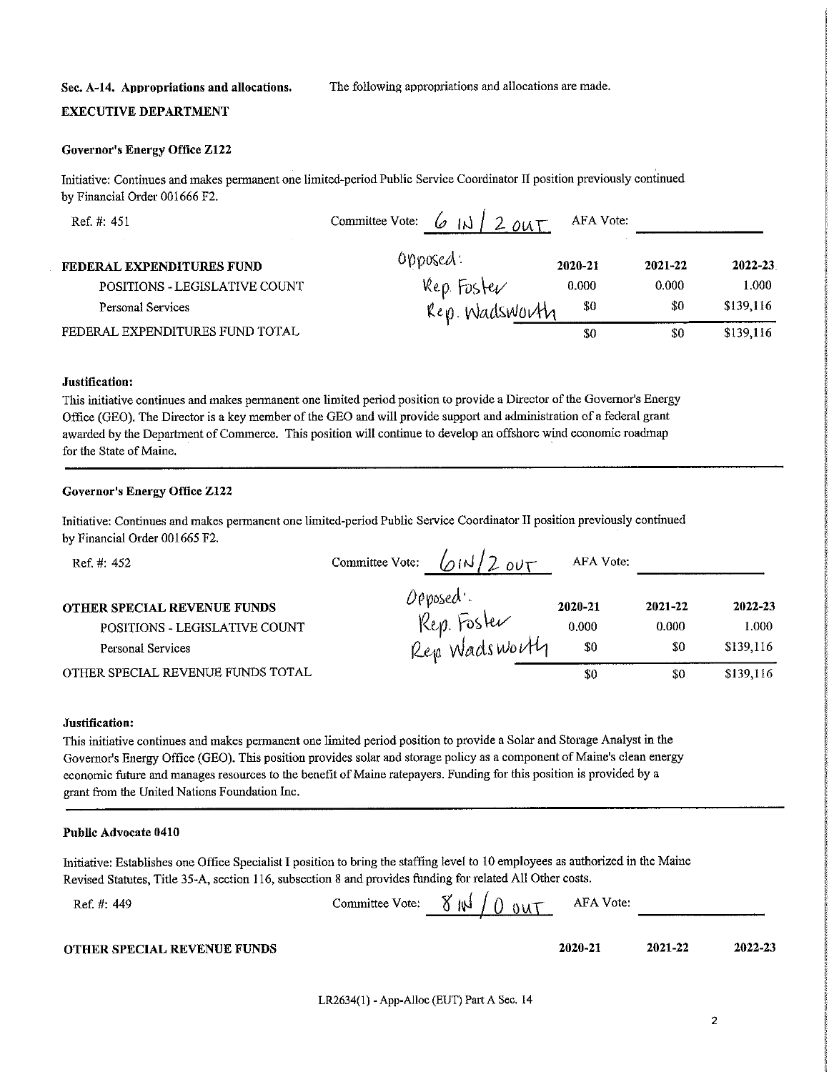**Sec. A-14. Appropriations and allocations.** The following appropriations and allocations are made.

**EXECUTIVE DEPARTMENT**

**Governor's Energy Office Z122**

Initiative: Continues and makes permanent one limited-period Public Service Coordinator II position previously continued by Financial Order 001666 F2.

Ref. #: 451 Committee Vote: 6 IN / 2 OUT AFA Vote: ____________

Opposed: Rep. Foster, Rep. Wadsworth

| FEDERAL EXPENDITURES FUND | 2020-21 | 2021-22 | 2022-23 |
|---|---|---|---|
| POSITIONS - LEGISLATIVE COUNT | 0.000 | 0.000 | 1.000 |
| Personal Services | $0 | $0 | $139,116 |
| FEDERAL EXPENDITURES FUND TOTAL | $0 | $0 | $139,116 |

**Justification:**

This initiative continues and makes permanent one limited period position to provide a Director of the Governor's Energy Office (GEO). The Director is a key member of the GEO and will provide support and administration of a federal grant awarded by the Department of Commerce. This position will continue to develop an offshore wind economic roadmap for the State of Maine.

---

**Governor's Energy Office Z122**

Initiative: Continues and makes permanent one limited-period Public Service Coordinator II position previously continued by Financial Order 001665 F2.

Ref. #: 452 Committee Vote: 6 IN / 2 OUT AFA Vote: ____________

Opposed: Rep. Foster, Rep Wadsworth

| OTHER SPECIAL REVENUE FUNDS | 2020-21 | 2021-22 | 2022-23 |
|---|---|---|---|
| POSITIONS - LEGISLATIVE COUNT | 0.000 | 0.000 | 1.000 |
| Personal Services | $0 | $0 | $139,116 |
| OTHER SPECIAL REVENUE FUNDS TOTAL | $0 | $0 | $139,116 |

**Justification:**

This initiative continues and makes permanent one limited period position to provide a Solar and Storage Analyst in the Governor's Energy Office (GEO). This position provides solar and storage policy as a component of Maine's clean energy economic future and manages resources to the benefit of Maine ratepayers. Funding for this position is provided by a grant from the United Nations Foundation Inc.

---

**Public Advocate 0410**

Initiative: Establishes one Office Specialist I position to bring the staffing level to 10 employees as authorized in the Maine Revised Statutes, Title 35-A, section 116, subsection 8 and provides funding for related All Other costs.

Ref. #: 449 Committee Vote: 8 IN / 0 OUT AFA Vote: ____________

| OTHER SPECIAL REVENUE FUNDS | 2020-21 | 2021-22 | 2022-23 |
|---|---|---|---|

LR2634(1) - App-Alloc (EUT) Part A Sec. 14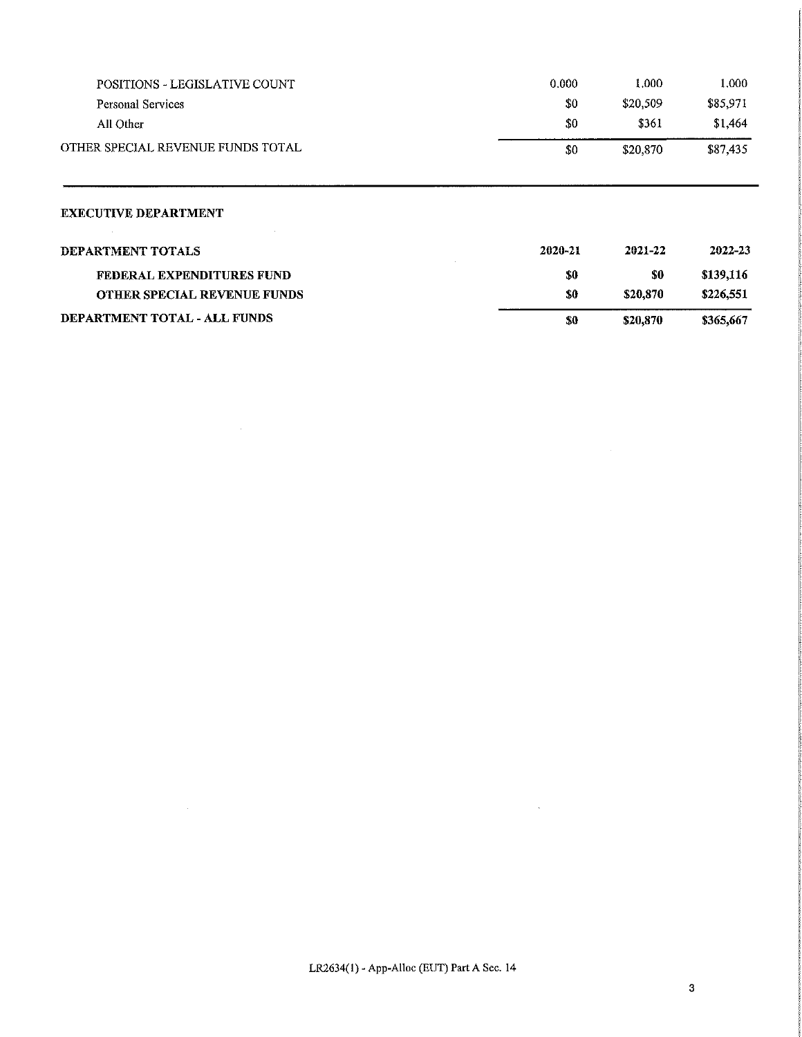| | | | |
|---|---|---|---|
| POSITIONS - LEGISLATIVE COUNT | 0.000 | 1.000 | 1.000 |
| Personal Services | $0 | $20,509 | $85,971 |
| All Other | $0 | $361 | $1,464 |
| OTHER SPECIAL REVENUE FUNDS TOTAL | $0 | $20,870 | $87,435 |

**EXECUTIVE DEPARTMENT**

| **DEPARTMENT TOTALS** | **2020-21** | **2021-22** | **2022-23** |
|---|---|---|---|
| **FEDERAL EXPENDITURES FUND** | **$0** | **$0** | **$139,116** |
| **OTHER SPECIAL REVENUE FUNDS** | **$0** | **$20,870** | **$226,551** |
| **DEPARTMENT TOTAL - ALL FUNDS** | **$0** | **$20,870** | **$365,667** |

LR2634(1) - App-Alloc (EUT) Part A Sec. 14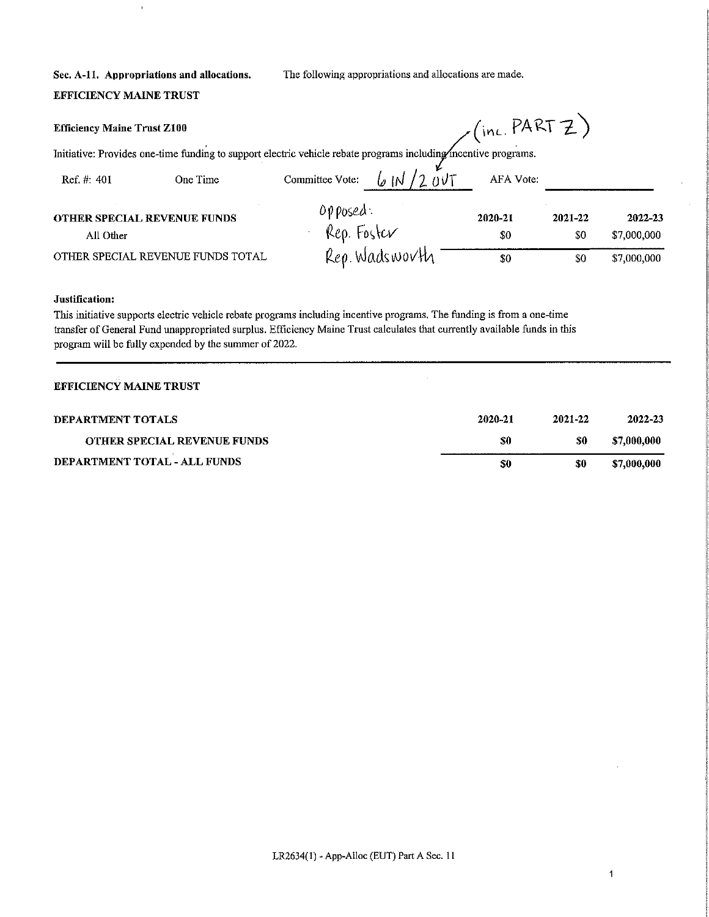**Sec. A-11. Appropriations and allocations.** The following appropriations and allocations are made.

**EFFICIENCY MAINE TRUST**

**Efficiency Maine Trust Z100** (inc. PART Z)

Initiative: Provides one-time funding to support electric vehicle rebate programs including incentive programs.

Ref. #: 401 One Time Committee Vote: 6 IN / 2 OUT AFA Vote: ___________

Opposed:
Rep. Foster
Rep. Wadsworth

| OTHER SPECIAL REVENUE FUNDS | 2020-21 | 2021-22 | 2022-23 |
|---|---|---|---|
| All Other | $0 | $0 | $7,000,000 |
| OTHER SPECIAL REVENUE FUNDS TOTAL | $0 | $0 | $7,000,000 |

**Justification:**

This initiative supports electric vehicle rebate programs including incentive programs. The funding is from a one-time transfer of General Fund unappropriated surplus. Efficiency Maine Trust calculates that currently available funds in this program will be fully expended by the summer of 2022.

---

**EFFICIENCY MAINE TRUST**

| DEPARTMENT TOTALS | 2020-21 | 2021-22 | 2022-23 |
|---|---|---|---|
| **OTHER SPECIAL REVENUE FUNDS** | **$0** | **$0** | **$7,000,000** |
| **DEPARTMENT TOTAL - ALL FUNDS** | **$0** | **$0** | **$7,000,000** |

LR2634(1) - App-Alloc (EUT) Part A Sec. 11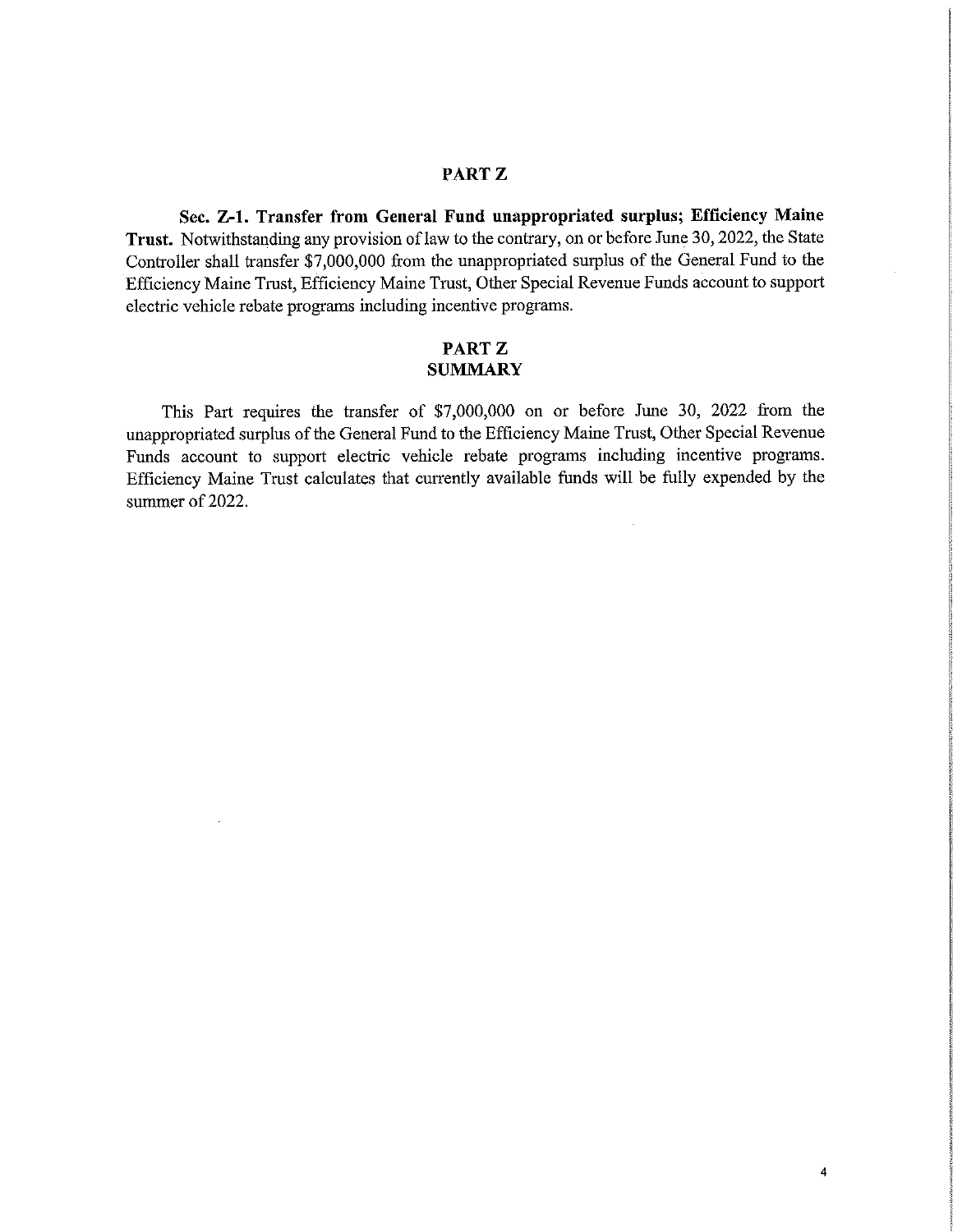## PART Z

**Sec. Z-1. Transfer from General Fund unappropriated surplus; Efficiency Maine Trust.** Notwithstanding any provision of law to the contrary, on or before June 30, 2022, the State Controller shall transfer $7,000,000 from the unappropriated surplus of the General Fund to the Efficiency Maine Trust, Efficiency Maine Trust, Other Special Revenue Funds account to support electric vehicle rebate programs including incentive programs.

## PART Z
## SUMMARY

This Part requires the transfer of $7,000,000 on or before June 30, 2022 from the unappropriated surplus of the General Fund to the Efficiency Maine Trust, Other Special Revenue Funds account to support electric vehicle rebate programs including incentive programs. Efficiency Maine Trust calculates that currently available funds will be fully expended by the summer of 2022.